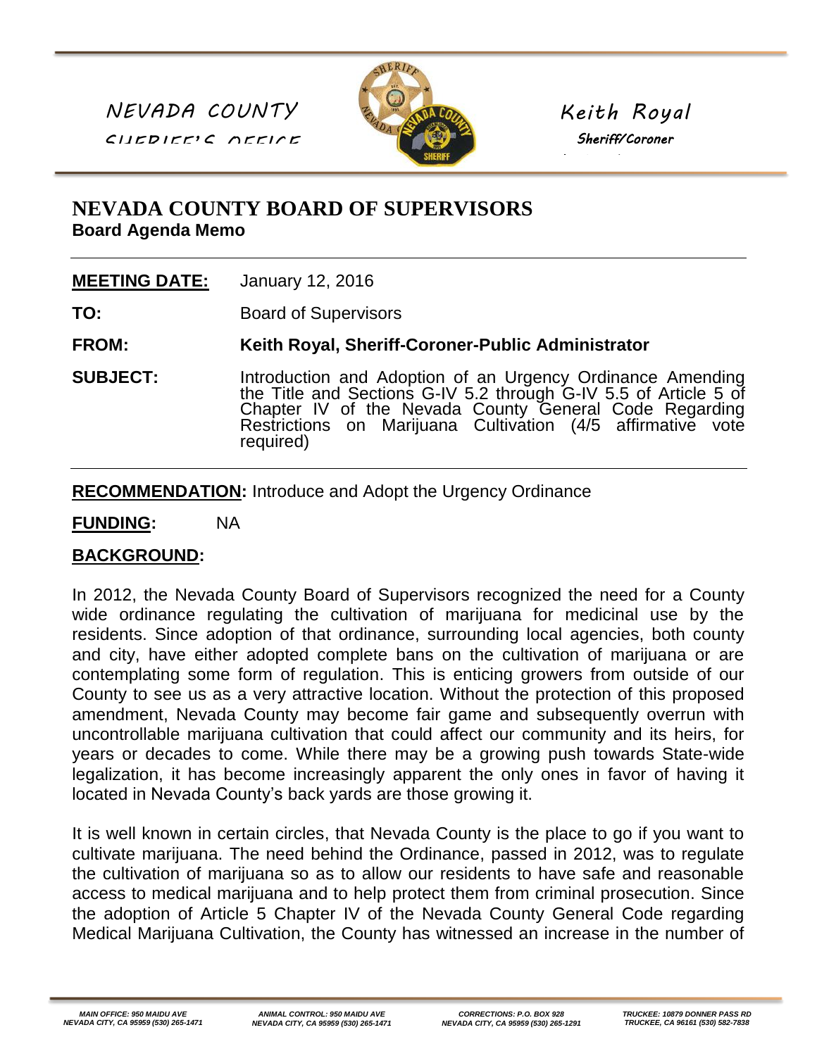NEVADA COUNTY SHERIFF'S OFFICE

Keith Royal
*Sheriff/Coroner*

# NEVADA COUNTY BOARD OF SUPERVISORS
**Board Agenda Memo**

**MEETING DATE:** January 12, 2016

**TO:** Board of Supervisors

**FROM:** **Keith Royal, Sheriff-Coroner-Public Administrator**

**SUBJECT:** Introduction and Adoption of an Urgency Ordinance Amending the Title and Sections G-IV 5.2 through G-IV 5.5 of Article 5 of Chapter IV of the Nevada County General Code Regarding Restrictions on Marijuana Cultivation (4/5 affirmative vote required)

**RECOMMENDATION:** Introduce and Adopt the Urgency Ordinance

**FUNDING:** NA

**BACKGROUND:**

In 2012, the Nevada County Board of Supervisors recognized the need for a County wide ordinance regulating the cultivation of marijuana for medicinal use by the residents. Since adoption of that ordinance, surrounding local agencies, both county and city, have either adopted complete bans on the cultivation of marijuana or are contemplating some form of regulation. This is enticing growers from outside of our County to see us as a very attractive location. Without the protection of this proposed amendment, Nevada County may become fair game and subsequently overrun with uncontrollable marijuana cultivation that could affect our community and its heirs, for years or decades to come. While there may be a growing push towards State-wide legalization, it has become increasingly apparent the only ones in favor of having it located in Nevada County's back yards are those growing it.

It is well known in certain circles, that Nevada County is the place to go if you want to cultivate marijuana. The need behind the Ordinance, passed in 2012, was to regulate the cultivation of marijuana so as to allow our residents to have safe and reasonable access to medical marijuana and to help protect them from criminal prosecution. Since the adoption of Article 5 Chapter IV of the Nevada County General Code regarding Medical Marijuana Cultivation, the County has witnessed an increase in the number of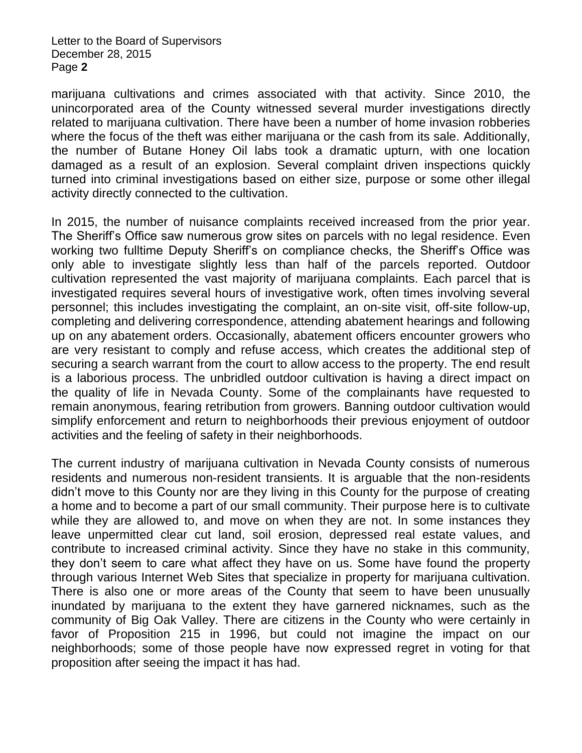marijuana cultivations and crimes associated with that activity. Since 2010, the unincorporated area of the County witnessed several murder investigations directly related to marijuana cultivation. There have been a number of home invasion robberies where the focus of the theft was either marijuana or the cash from its sale. Additionally, the number of Butane Honey Oil labs took a dramatic upturn, with one location damaged as a result of an explosion. Several complaint driven inspections quickly turned into criminal investigations based on either size, purpose or some other illegal activity directly connected to the cultivation.

In 2015, the number of nuisance complaints received increased from the prior year. The Sheriff's Office saw numerous grow sites on parcels with no legal residence. Even working two fulltime Deputy Sheriff's on compliance checks, the Sheriff's Office was only able to investigate slightly less than half of the parcels reported. Outdoor cultivation represented the vast majority of marijuana complaints. Each parcel that is investigated requires several hours of investigative work, often times involving several personnel; this includes investigating the complaint, an on-site visit, off-site follow-up, completing and delivering correspondence, attending abatement hearings and following up on any abatement orders. Occasionally, abatement officers encounter growers who are very resistant to comply and refuse access, which creates the additional step of securing a search warrant from the court to allow access to the property. The end result is a laborious process. The unbridled outdoor cultivation is having a direct impact on the quality of life in Nevada County. Some of the complainants have requested to remain anonymous, fearing retribution from growers. Banning outdoor cultivation would simplify enforcement and return to neighborhoods their previous enjoyment of outdoor activities and the feeling of safety in their neighborhoods.

The current industry of marijuana cultivation in Nevada County consists of numerous residents and numerous non-resident transients. It is arguable that the non-residents didn't move to this County nor are they living in this County for the purpose of creating a home and to become a part of our small community. Their purpose here is to cultivate while they are allowed to, and move on when they are not. In some instances they leave unpermitted clear cut land, soil erosion, depressed real estate values, and contribute to increased criminal activity. Since they have no stake in this community, they don't seem to care what affect they have on us. Some have found the property through various Internet Web Sites that specialize in property for marijuana cultivation. There is also one or more areas of the County that seem to have been unusually inundated by marijuana to the extent they have garnered nicknames, such as the community of Big Oak Valley. There are citizens in the County who were certainly in favor of Proposition 215 in 1996, but could not imagine the impact on our neighborhoods; some of those people have now expressed regret in voting for that proposition after seeing the impact it has had.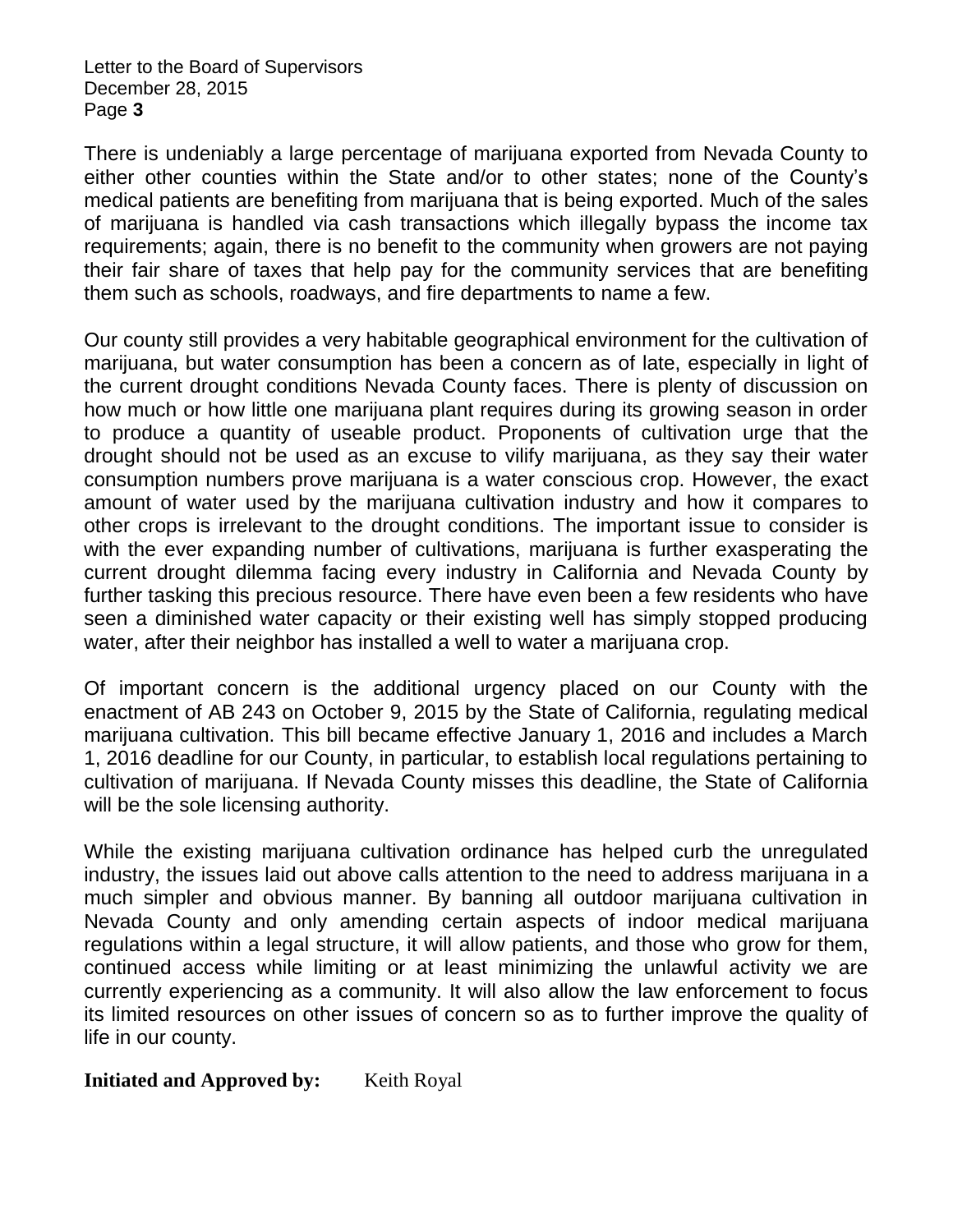There is undeniably a large percentage of marijuana exported from Nevada County to either other counties within the State and/or to other states; none of the County's medical patients are benefiting from marijuana that is being exported. Much of the sales of marijuana is handled via cash transactions which illegally bypass the income tax requirements; again, there is no benefit to the community when growers are not paying their fair share of taxes that help pay for the community services that are benefiting them such as schools, roadways, and fire departments to name a few.

Our county still provides a very habitable geographical environment for the cultivation of marijuana, but water consumption has been a concern as of late, especially in light of the current drought conditions Nevada County faces. There is plenty of discussion on how much or how little one marijuana plant requires during its growing season in order to produce a quantity of useable product. Proponents of cultivation urge that the drought should not be used as an excuse to vilify marijuana, as they say their water consumption numbers prove marijuana is a water conscious crop. However, the exact amount of water used by the marijuana cultivation industry and how it compares to other crops is irrelevant to the drought conditions. The important issue to consider is with the ever expanding number of cultivations, marijuana is further exasperating the current drought dilemma facing every industry in California and Nevada County by further tasking this precious resource. There have even been a few residents who have seen a diminished water capacity or their existing well has simply stopped producing water, after their neighbor has installed a well to water a marijuana crop.

Of important concern is the additional urgency placed on our County with the enactment of AB 243 on October 9, 2015 by the State of California, regulating medical marijuana cultivation. This bill became effective January 1, 2016 and includes a March 1, 2016 deadline for our County, in particular, to establish local regulations pertaining to cultivation of marijuana. If Nevada County misses this deadline, the State of California will be the sole licensing authority.

While the existing marijuana cultivation ordinance has helped curb the unregulated industry, the issues laid out above calls attention to the need to address marijuana in a much simpler and obvious manner. By banning all outdoor marijuana cultivation in Nevada County and only amending certain aspects of indoor medical marijuana regulations within a legal structure, it will allow patients, and those who grow for them, continued access while limiting or at least minimizing the unlawful activity we are currently experiencing as a community. It will also allow the law enforcement to focus its limited resources on other issues of concern so as to further improve the quality of life in our county.

**Initiated and Approved by:** Keith Royal